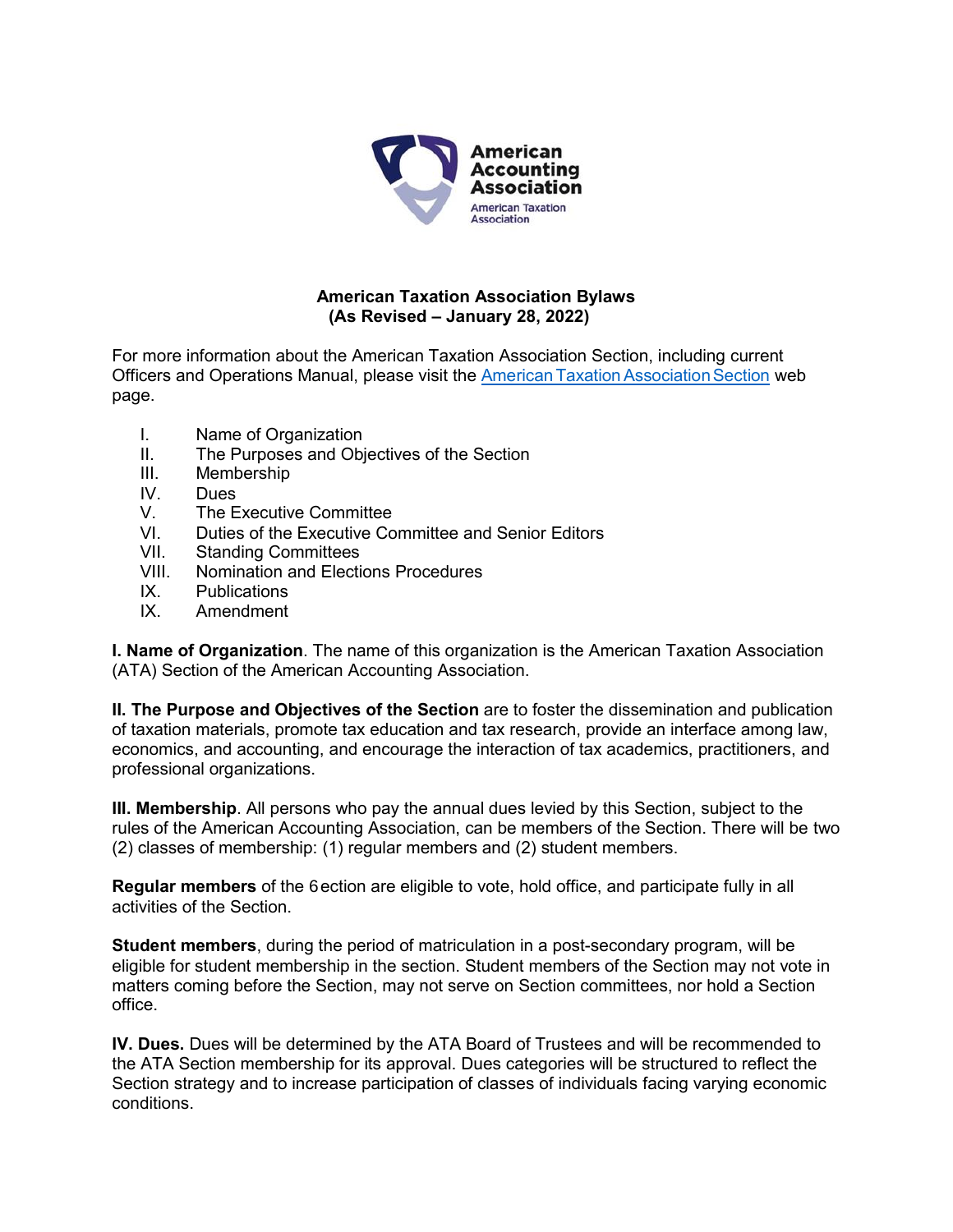American Accounting Association

American Taxation Association

# American Taxation Association Bylaws
## (As Revised – January 28, 2022)

For more information about the American Taxation Association Section, including current Officers and Operations Manual, please visit the [American Taxation Association Section]() web page.

- I. Name of Organization
- II. The Purposes and Objectives of the Section
- III. Membership
- IV. Dues
- V. The Executive Committee
- VI. Duties of the Executive Committee and Senior Editors
- VII. Standing Committees
- VIII. Nomination and Elections Procedures
- IX. Publications
- IX. Amendment

**I. Name of Organization**. The name of this organization is the American Taxation Association (ATA) Section of the American Accounting Association.

**II. The Purpose and Objectives of the Section** are to foster the dissemination and publication of taxation materials, promote tax education and tax research, provide an interface among law, economics, and accounting, and encourage the interaction of tax academics, practitioners, and professional organizations.

**III. Membership**. All persons who pay the annual dues levied by this Section, subject to the rules of the American Accounting Association, can be members of the Section. There will be two (2) classes of membership: (1) regular members and (2) student members.

**Regular members** of the 6ection are eligible to vote, hold office, and participate fully in all activities of the Section.

**Student members**, during the period of matriculation in a post-secondary program, will be eligible for student membership in the section. Student members of the Section may not vote in matters coming before the Section, may not serve on Section committees, nor hold a Section office.

**IV. Dues.** Dues will be determined by the ATA Board of Trustees and will be recommended to the ATA Section membership for its approval. Dues categories will be structured to reflect the Section strategy and to increase participation of classes of individuals facing varying economic conditions.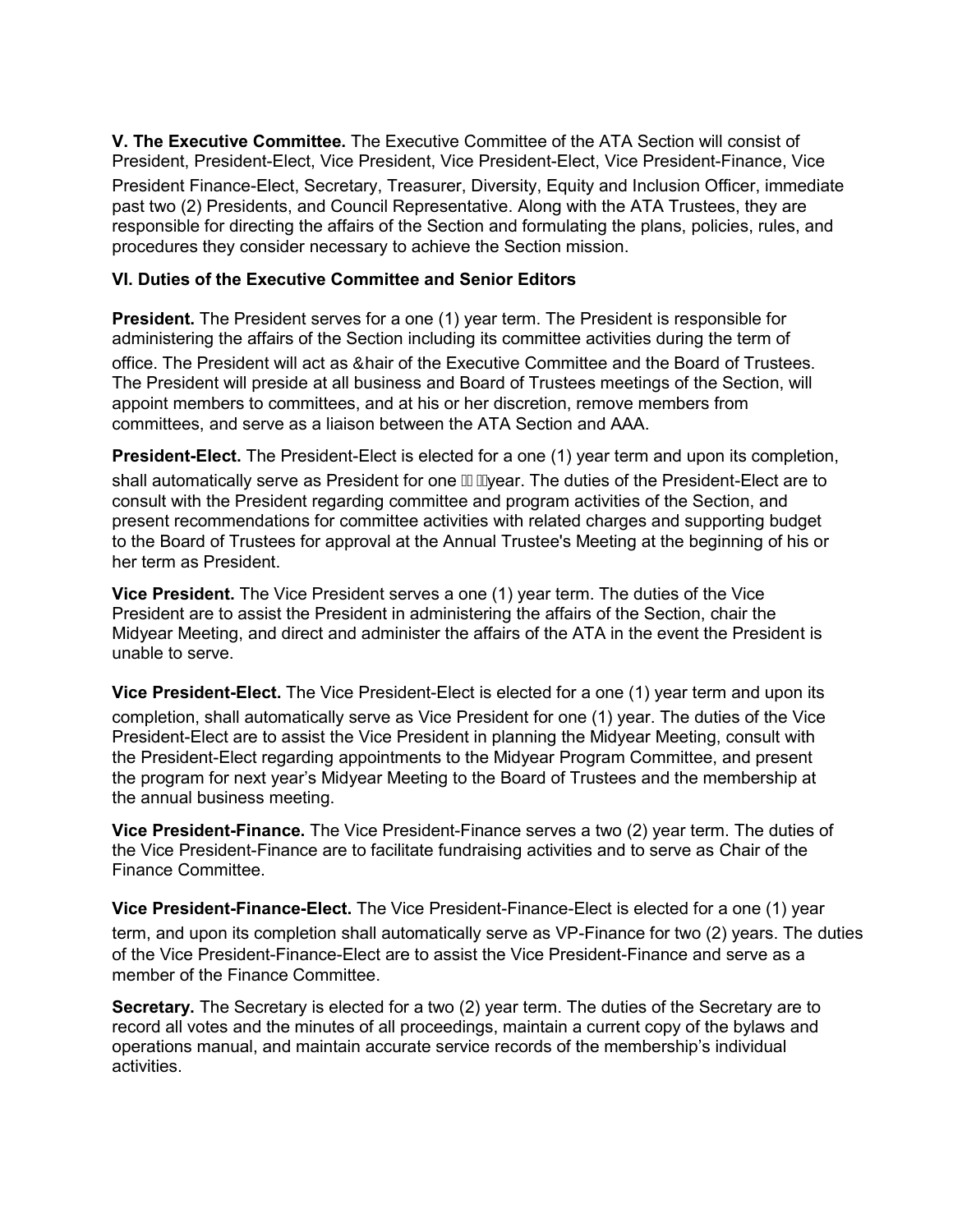**V. The Executive Committee.** The Executive Committee of the ATA Section will consist of President, President-Elect, Vice President, Vice President-Elect, Vice President-Finance, Vice President Finance-Elect, Secretary, Treasurer, Diversity, Equity and Inclusion Officer, immediate past two (2) Presidents, and Council Representative. Along with the ATA Trustees, they are responsible for directing the affairs of the Section and formulating the plans, policies, rules, and procedures they consider necessary to achieve the Section mission.

**VI. Duties of the Executive Committee and Senior Editors**

**President.** The President serves for a one (1) year term. The President is responsible for administering the affairs of the Section including its committee activities during the term of office. The President will act as &hair of the Executive Committee and the Board of Trustees. The President will preside at all business and Board of Trustees meetings of the Section, will appoint members to committees, and at his or her discretion, remove members from committees, and serve as a liaison between the ATA Section and AAA.

**President-Elect.** The President-Elect is elected for a one (1) year term and upon its completion, shall automatically serve as President for one year. The duties of the President-Elect are to consult with the President regarding committee and program activities of the Section, and present recommendations for committee activities with related charges and supporting budget to the Board of Trustees for approval at the Annual Trustee's Meeting at the beginning of his or her term as President.

**Vice President.** The Vice President serves a one (1) year term. The duties of the Vice President are to assist the President in administering the affairs of the Section, chair the Midyear Meeting, and direct and administer the affairs of the ATA in the event the President is unable to serve.

**Vice President-Elect.** The Vice President-Elect is elected for a one (1) year term and upon its completion, shall automatically serve as Vice President for one (1) year. The duties of the Vice President-Elect are to assist the Vice President in planning the Midyear Meeting, consult with the President-Elect regarding appointments to the Midyear Program Committee, and present the program for next year's Midyear Meeting to the Board of Trustees and the membership at the annual business meeting.

**Vice President-Finance.** The Vice President-Finance serves a two (2) year term. The duties of the Vice President-Finance are to facilitate fundraising activities and to serve as Chair of the Finance Committee.

**Vice President-Finance-Elect.** The Vice President-Finance-Elect is elected for a one (1) year term, and upon its completion shall automatically serve as VP-Finance for two (2) years. The duties of the Vice President-Finance-Elect are to assist the Vice President-Finance and serve as a member of the Finance Committee.

**Secretary.** The Secretary is elected for a two (2) year term. The duties of the Secretary are to record all votes and the minutes of all proceedings, maintain a current copy of the bylaws and operations manual, and maintain accurate service records of the membership's individual activities.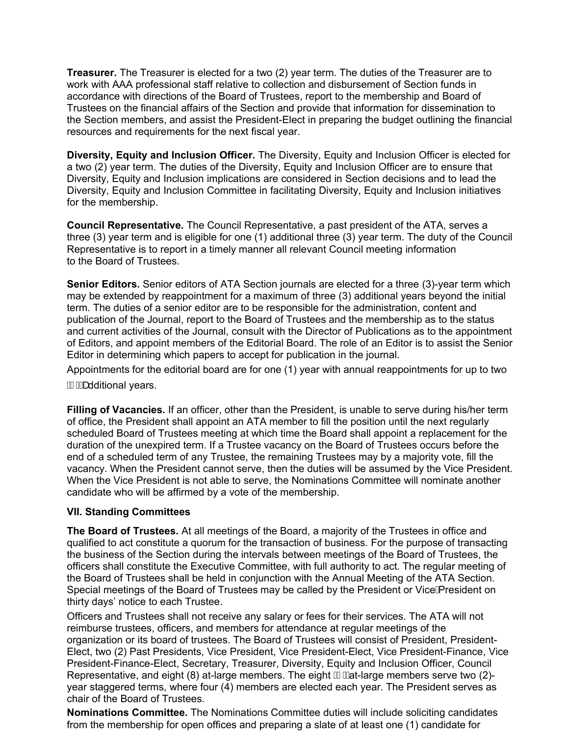**Treasurer.** The Treasurer is elected for a two (2) year term. The duties of the Treasurer are to work with AAA professional staff relative to collection and disbursement of Section funds in accordance with directions of the Board of Trustees, report to the membership and Board of Trustees on the financial affairs of the Section and provide that information for dissemination to the Section members, and assist the President-Elect in preparing the budget outlining the financial resources and requirements for the next fiscal year.

**Diversity, Equity and Inclusion Officer.** The Diversity, Equity and Inclusion Officer is elected for a two (2) year term. The duties of the Diversity, Equity and Inclusion Officer are to ensure that Diversity, Equity and Inclusion implications are considered in Section decisions and to lead the Diversity, Equity and Inclusion Committee in facilitating Diversity, Equity and Inclusion initiatives for the membership.

**Council Representative.** The Council Representative, a past president of the ATA, serves a three (3) year term and is eligible for one (1) additional three (3) year term. The duty of the Council Representative is to report in a timely manner all relevant Council meeting information to the Board of Trustees.

**Senior Editors.** Senior editors of ATA Section journals are elected for a three (3)-year term which may be extended by reappointment for a maximum of three (3) additional years beyond the initial term. The duties of a senior editor are to be responsible for the administration, content and publication of the Journal, report to the Board of Trustees and the membership as to the status and current activities of the Journal, consult with the Director of Publications as to the appointment of Editors, and appoint members of the Editorial Board. The role of an Editor is to assist the Senior Editor in determining which papers to accept for publication in the journal.

Appointments for the editorial board are for one (1) year with annual reappointments for up to two (2) additional years.

**Filling of Vacancies.** If an officer, other than the President, is unable to serve during his/her term of office, the President shall appoint an ATA member to fill the position until the next regularly scheduled Board of Trustees meeting at which time the Board shall appoint a replacement for the duration of the unexpired term. If a Trustee vacancy on the Board of Trustees occurs before the end of a scheduled term of any Trustee, the remaining Trustees may by a majority vote, fill the vacancy. When the President cannot serve, then the duties will be assumed by the Vice President. When the Vice President is not able to serve, the Nominations Committee will nominate another candidate who will be affirmed by a vote of the membership.

**VII. Standing Committees**

**The Board of Trustees.** At all meetings of the Board, a majority of the Trustees in office and qualified to act constitute a quorum for the transaction of business. For the purpose of transacting the business of the Section during the intervals between meetings of the Board of Trustees, the officers shall constitute the Executive Committee, with full authority to act. The regular meeting of the Board of Trustees shall be held in conjunction with the Annual Meeting of the ATA Section. Special meetings of the Board of Trustees may be called by the President or Vice President on thirty days' notice to each Trustee.

Officers and Trustees shall not receive any salary or fees for their services. The ATA will not reimburse trustees, officers, and members for attendance at regular meetings of the organization or its board of trustees. The Board of Trustees will consist of President, President-Elect, two (2) Past Presidents, Vice President, Vice President-Elect, Vice President-Finance, Vice President-Finance-Elect, Secretary, Treasurer, Diversity, Equity and Inclusion Officer, Council Representative, and eight (8) at-large members. The eight (8) at-large members serve two (2)-year staggered terms, where four (4) members are elected each year. The President serves as chair of the Board of Trustees.

**Nominations Committee.** The Nominations Committee duties will include soliciting candidates from the membership for open offices and preparing a slate of at least one (1) candidate for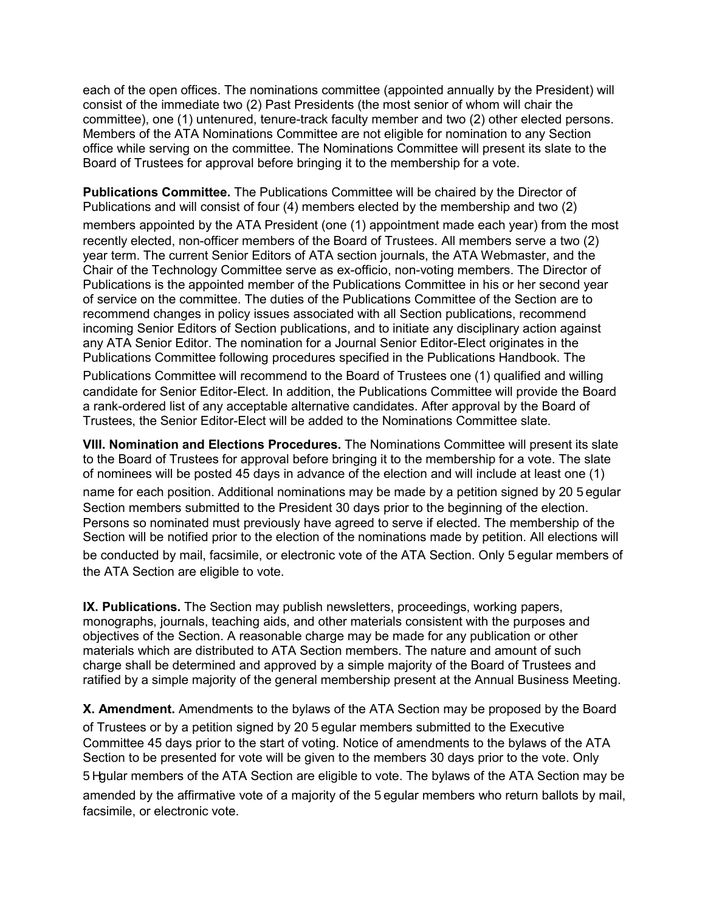each of the open offices. The nominations committee (appointed annually by the President) will consist of the immediate two (2) Past Presidents (the most senior of whom will chair the committee), one (1) untenured, tenure-track faculty member and two (2) other elected persons. Members of the ATA Nominations Committee are not eligible for nomination to any Section office while serving on the committee. The Nominations Committee will present its slate to the Board of Trustees for approval before bringing it to the membership for a vote.

**Publications Committee.** The Publications Committee will be chaired by the Director of Publications and will consist of four (4) members elected by the membership and two (2) members appointed by the ATA President (one (1) appointment made each year) from the most recently elected, non-officer members of the Board of Trustees. All members serve a two (2) year term. The current Senior Editors of ATA section journals, the ATA Webmaster, and the Chair of the Technology Committee serve as ex-officio, non-voting members. The Director of Publications is the appointed member of the Publications Committee in his or her second year of service on the committee. The duties of the Publications Committee of the Section are to recommend changes in policy issues associated with all Section publications, recommend incoming Senior Editors of Section publications, and to initiate any disciplinary action against any ATA Senior Editor. The nomination for a Journal Senior Editor-Elect originates in the Publications Committee following procedures specified in the Publications Handbook. The Publications Committee will recommend to the Board of Trustees one (1) qualified and willing candidate for Senior Editor-Elect. In addition, the Publications Committee will provide the Board a rank-ordered list of any acceptable alternative candidates. After approval by the Board of Trustees, the Senior Editor-Elect will be added to the Nominations Committee slate.

**VIII. Nomination and Elections Procedures.** The Nominations Committee will present its slate to the Board of Trustees for approval before bringing it to the membership for a vote. The slate of nominees will be posted 45 days in advance of the election and will include at least one (1) name for each position. Additional nominations may be made by a petition signed by 20 5egular Section members submitted to the President 30 days prior to the beginning of the election. Persons so nominated must previously have agreed to serve if elected. The membership of the Section will be notified prior to the election of the nominations made by petition. All elections will be conducted by mail, facsimile, or electronic vote of the ATA Section. Only 5egular members of the ATA Section are eligible to vote.

**IX. Publications.** The Section may publish newsletters, proceedings, working papers, monographs, journals, teaching aids, and other materials consistent with the purposes and objectives of the Section. A reasonable charge may be made for any publication or other materials which are distributed to ATA Section members. The nature and amount of such charge shall be determined and approved by a simple majority of the Board of Trustees and ratified by a simple majority of the general membership present at the Annual Business Meeting.

**X. Amendment.** Amendments to the bylaws of the ATA Section may be proposed by the Board of Trustees or by a petition signed by 20 5egular members submitted to the Executive Committee 45 days prior to the start of voting. Notice of amendments to the bylaws of the ATA Section to be presented for vote will be given to the members 30 days prior to the vote. Only 5Hgular members of the ATA Section are eligible to vote. The bylaws of the ATA Section may be amended by the affirmative vote of a majority of the 5egular members who return ballots by mail, facsimile, or electronic vote.